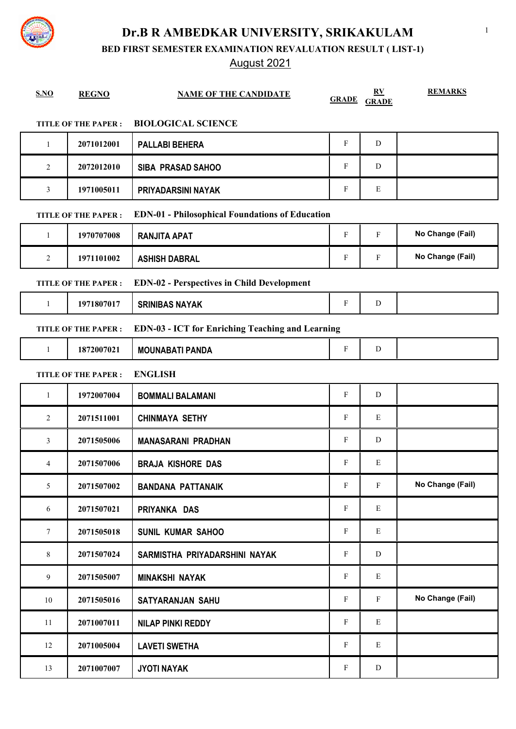# Dr.B R AMBEDKAR UNIVERSITY, SRIKAKULAM

## BED FIRST SEMESTER EXAMINATION REVALUATION RESULT ( LIST-1)

## August 2021

**TITLE OF THE PAPER : BIOLOGICAL SCIENCE**

| S.NO | REGNO | NAME OF THE CANDIDATE | GRADE | RV GRADE | REMARKS |
|---|---|---|---|---|---|
| 1 | 2071012001 | PALLABI BEHERA | F | D | |
| 2 | 2072012010 | SIBA PRASAD SAHOO | F | D | |
| 3 | 1971005011 | PRIYADARSINI NAYAK | F | E | |

**TITLE OF THE PAPER : EDN-01 - Philosophical Foundations of Education**

| S.NO | REGNO | NAME OF THE CANDIDATE | GRADE | RV GRADE | REMARKS |
|---|---|---|---|---|---|
| 1 | 1970707008 | RANJITA APAT | F | F | No Change (Fail) |
| 2 | 1971101002 | ASHISH DABRAL | F | F | No Change (Fail) |

**TITLE OF THE PAPER : EDN-02 - Perspectives in Child Development**

| S.NO | REGNO | NAME OF THE CANDIDATE | GRADE | RV GRADE | REMARKS |
|---|---|---|---|---|---|
| 1 | 1971807017 | SRINIBAS NAYAK | F | D | |

**TITLE OF THE PAPER : EDN-03 - ICT for Enriching Teaching and Learning**

| S.NO | REGNO | NAME OF THE CANDIDATE | GRADE | RV GRADE | REMARKS |
|---|---|---|---|---|---|
| 1 | 1872007021 | MOUNABATI PANDA | F | D | |

**TITLE OF THE PAPER : ENGLISH**

| S.NO | REGNO | NAME OF THE CANDIDATE | GRADE | RV GRADE | REMARKS |
|---|---|---|---|---|---|
| 1 | 1972007004 | BOMMALI BALAMANI | F | D | |
| 2 | 2071511001 | CHINMAYA SETHY | F | E | |
| 3 | 2071505006 | MANASARANI PRADHAN | F | D | |
| 4 | 2071507006 | BRAJA KISHORE DAS | F | E | |
| 5 | 2071507002 | BANDANA PATTANAIK | F | F | No Change (Fail) |
| 6 | 2071507021 | PRIYANKA DAS | F | E | |
| 7 | 2071505018 | SUNIL KUMAR SAHOO | F | E | |
| 8 | 2071507024 | SARMISTHA PRIYADARSHINI NAYAK | F | D | |
| 9 | 2071505007 | MINAKSHI NAYAK | F | E | |
| 10 | 2071505016 | SATYARANJAN SAHU | F | F | No Change (Fail) |
| 11 | 2071007011 | NILAP PINKI REDDY | F | E | |
| 12 | 2071005004 | LAVETI SWETHA | F | E | |
| 13 | 2071007007 | JYOTI NAYAK | F | D | |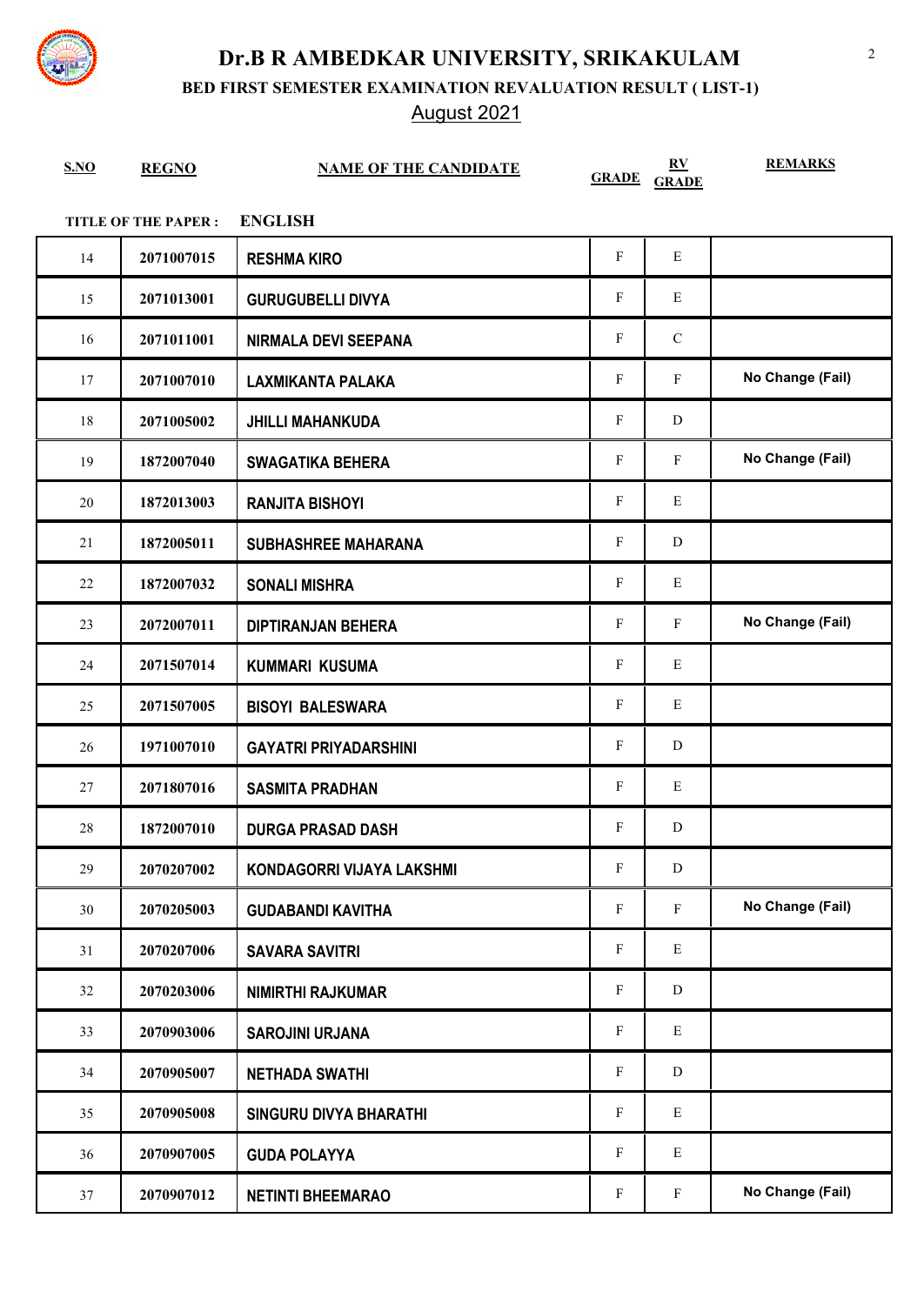# Dr.B R AMBEDKAR UNIVERSITY, SRIKAKULAM

## BED FIRST SEMESTER EXAMINATION REVALUATION RESULT ( LIST-1)

August 2021

**TITLE OF THE PAPER : ENGLISH**

| S.NO | REGNO | NAME OF THE CANDIDATE | GRADE | RV GRADE | REMARKS |
|---|---|---|---|---|---|
| 14 | 2071007015 | RESHMA KIRO | F | E | |
| 15 | 2071013001 | GURUGUBELLI DIVYA | F | E | |
| 16 | 2071011001 | NIRMALA DEVI SEEPANA | F | C | |
| 17 | 2071007010 | LAXMIKANTA PALAKA | F | F | No Change (Fail) |
| 18 | 2071005002 | JHILLI MAHANKUDA | F | D | |
| 19 | 1872007040 | SWAGATIKA BEHERA | F | F | No Change (Fail) |
| 20 | 1872013003 | RANJITA BISHOYI | F | E | |
| 21 | 1872005011 | SUBHASHREE MAHARANA | F | D | |
| 22 | 1872007032 | SONALI MISHRA | F | E | |
| 23 | 2072007011 | DIPTIRANJAN BEHERA | F | F | No Change (Fail) |
| 24 | 2071507014 | KUMMARI KUSUMA | F | E | |
| 25 | 2071507005 | BISOYI BALESWARA | F | E | |
| 26 | 1971007010 | GAYATRI PRIYADARSHINI | F | D | |
| 27 | 2071807016 | SASMITA PRADHAN | F | E | |
| 28 | 1872007010 | DURGA PRASAD DASH | F | D | |
| 29 | 2070207002 | KONDAGORRI VIJAYA LAKSHMI | F | D | |
| 30 | 2070205003 | GUDABANDI KAVITHA | F | F | No Change (Fail) |
| 31 | 2070207006 | SAVARA SAVITRI | F | E | |
| 32 | 2070203006 | NIMIRTHI RAJKUMAR | F | D | |
| 33 | 2070903006 | SAROJINI URJANA | F | E | |
| 34 | 2070905007 | NETHADA SWATHI | F | D | |
| 35 | 2070905008 | SINGURU DIVYA BHARATHI | F | E | |
| 36 | 2070907005 | GUDA POLAYYA | F | E | |
| 37 | 2070907012 | NETINTI BHEEMARAO | F | F | No Change (Fail) |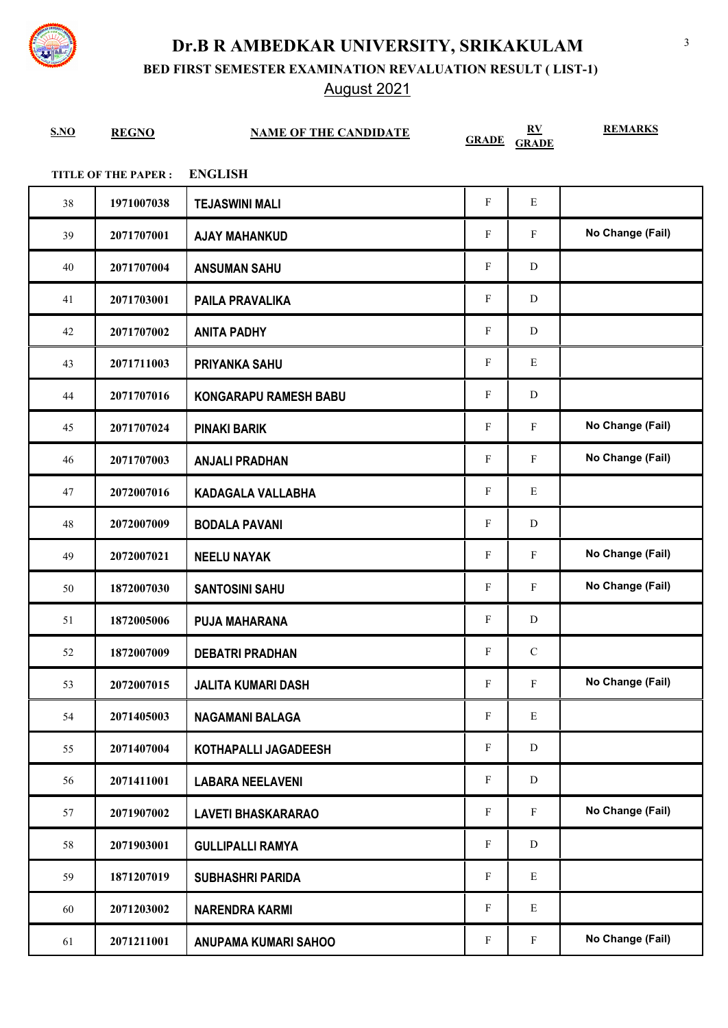# Dr.B R AMBEDKAR UNIVERSITY, SRIKAKULAM

**BED FIRST SEMESTER EXAMINATION REVALUATION RESULT ( LIST-1)**

August 2021

**TITLE OF THE PAPER : ENGLISH**

| S.NO | REGNO | NAME OF THE CANDIDATE | GRADE | RV GRADE | REMARKS |
|---|---|---|---|---|---|
| 38 | 1971007038 | TEJASWINI MALI | F | E | |
| 39 | 2071707001 | AJAY MAHANKUD | F | F | No Change (Fail) |
| 40 | 2071707004 | ANSUMAN SAHU | F | D | |
| 41 | 2071703001 | PAILA PRAVALIKA | F | D | |
| 42 | 2071707002 | ANITA PADHY | F | D | |
| 43 | 2071711003 | PRIYANKA SAHU | F | E | |
| 44 | 2071707016 | KONGARAPU RAMESH BABU | F | D | |
| 45 | 2071707024 | PINAKI BARIK | F | F | No Change (Fail) |
| 46 | 2071707003 | ANJALI PRADHAN | F | F | No Change (Fail) |
| 47 | 2072007016 | KADAGALA VALLABHA | F | E | |
| 48 | 2072007009 | BODALA PAVANI | F | D | |
| 49 | 2072007021 | NEELU NAYAK | F | F | No Change (Fail) |
| 50 | 1872007030 | SANTOSINI SAHU | F | F | No Change (Fail) |
| 51 | 1872005006 | PUJA MAHARANA | F | D | |
| 52 | 1872007009 | DEBATRI PRADHAN | F | C | |
| 53 | 2072007015 | JALITA KUMARI DASH | F | F | No Change (Fail) |
| 54 | 2071405003 | NAGAMANI BALAGA | F | E | |
| 55 | 2071407004 | KOTHAPALLI JAGADEESH | F | D | |
| 56 | 2071411001 | LABARA NEELAVENI | F | D | |
| 57 | 2071907002 | LAVETI BHASKARARAO | F | F | No Change (Fail) |
| 58 | 2071903001 | GULLIPALLI RAMYA | F | D | |
| 59 | 1871207019 | SUBHASHRI PARIDA | F | E | |
| 60 | 2071203002 | NARENDRA KARMI | F | E | |
| 61 | 2071211001 | ANUPAMA KUMARI SAHOO | F | F | No Change (Fail) |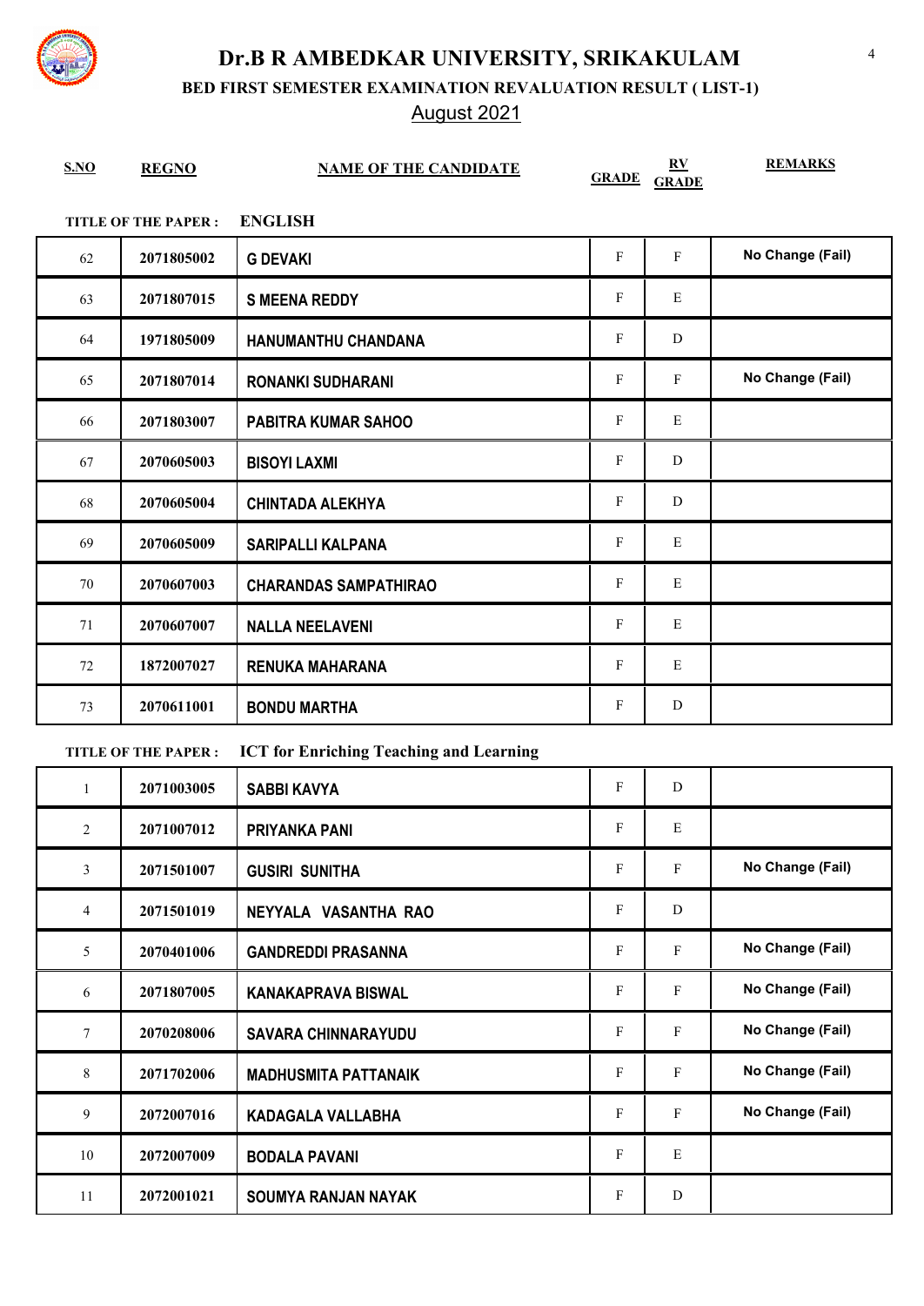# Dr.B R AMBEDKAR UNIVERSITY, SRIKAKULAM

## BED FIRST SEMESTER EXAMINATION REVALUATION RESULT ( LIST-1)

August 2021

**TITLE OF THE PAPER : ENGLISH**

| S.NO | REGNO | NAME OF THE CANDIDATE | GRADE | RV GRADE | REMARKS |
|---|---|---|---|---|---|
| 62 | 2071805002 | G DEVAKI | F | F | No Change (Fail) |
| 63 | 2071807015 | S MEENA REDDY | F | E | |
| 64 | 1971805009 | HANUMANTHU CHANDANA | F | D | |
| 65 | 2071807014 | RONANKI SUDHARANI | F | F | No Change (Fail) |
| 66 | 2071803007 | PABITRA KUMAR SAHOO | F | E | |
| 67 | 2070605003 | BISOYI LAXMI | F | D | |
| 68 | 2070605004 | CHINTADA ALEKHYA | F | D | |
| 69 | 2070605009 | SARIPALLI KALPANA | F | E | |
| 70 | 2070607003 | CHARANDAS SAMPATHIRAO | F | E | |
| 71 | 2070607007 | NALLA NEELAVENI | F | E | |
| 72 | 1872007027 | RENUKA MAHARANA | F | E | |
| 73 | 2070611001 | BONDU MARTHA | F | D | |

**TITLE OF THE PAPER : ICT for Enriching Teaching and Learning**

| S.NO | REGNO | NAME OF THE CANDIDATE | GRADE | RV GRADE | REMARKS |
|---|---|---|---|---|---|
| 1 | 2071003005 | SABBI KAVYA | F | D | |
| 2 | 2071007012 | PRIYANKA PANI | F | E | |
| 3 | 2071501007 | GUSIRI SUNITHA | F | F | No Change (Fail) |
| 4 | 2071501019 | NEYYALA VASANTHA RAO | F | D | |
| 5 | 2070401006 | GANDREDDI PRASANNA | F | F | No Change (Fail) |
| 6 | 2071807005 | KANAKAPRAVA BISWAL | F | F | No Change (Fail) |
| 7 | 2070208006 | SAVARA CHINNARAYUDU | F | F | No Change (Fail) |
| 8 | 2071702006 | MADHUSMITA PATTANAIK | F | F | No Change (Fail) |
| 9 | 2072007016 | KADAGALA VALLABHA | F | F | No Change (Fail) |
| 10 | 2072007009 | BODALA PAVANI | F | E | |
| 11 | 2072001021 | SOUMYA RANJAN NAYAK | F | D | |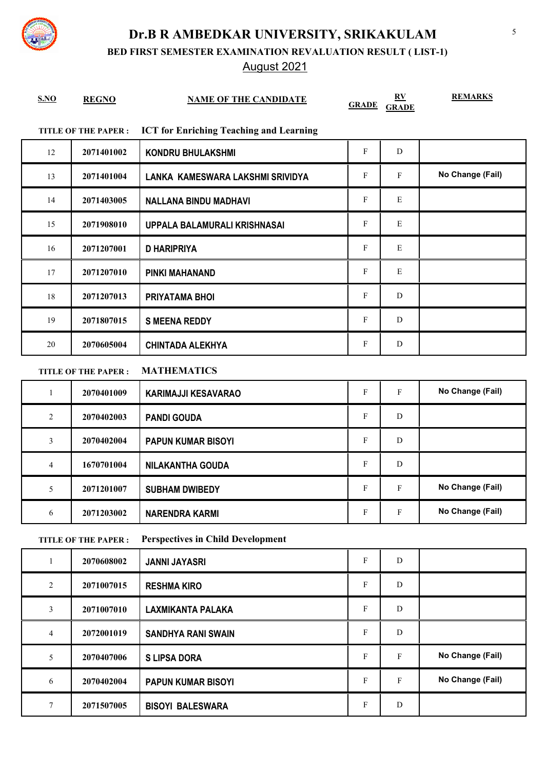# Dr.B R AMBEDKAR UNIVERSITY, SRIKAKULAM

## BED FIRST SEMESTER EXAMINATION REVALUATION RESULT ( LIST-1)

August 2021

**TITLE OF THE PAPER : ICT for Enriching Teaching and Learning**

| S.NO | REGNO | NAME OF THE CANDIDATE | GRADE | RV GRADE | REMARKS |
|---|---|---|---|---|---|
| 12 | 2071401002 | KONDRU BHULAKSHMI | F | D | |
| 13 | 2071401004 | LANKA KAMESWARA LAKSHMI SRIVIDYA | F | F | No Change (Fail) |
| 14 | 2071403005 | NALLANA BINDU MADHAVI | F | E | |
| 15 | 2071908010 | UPPALA BALAMURALI KRISHNASAI | F | E | |
| 16 | 2071207001 | D HARIPRIYA | F | E | |
| 17 | 2071207010 | PINKI MAHANAND | F | E | |
| 18 | 2071207013 | PRIYATAMA BHOI | F | D | |
| 19 | 2071807015 | S MEENA REDDY | F | D | |
| 20 | 2070605004 | CHINTADA ALEKHYA | F | D | |

**TITLE OF THE PAPER : MATHEMATICS**

| S.NO | REGNO | NAME OF THE CANDIDATE | GRADE | RV GRADE | REMARKS |
|---|---|---|---|---|---|
| 1 | 2070401009 | KARIMAJJI KESAVARAO | F | F | No Change (Fail) |
| 2 | 2070402003 | PANDI GOUDA | F | D | |
| 3 | 2070402004 | PAPUN KUMAR BISOYI | F | D | |
| 4 | 1670701004 | NILAKANTHA GOUDA | F | D | |
| 5 | 2071201007 | SUBHAM DWIBEDY | F | F | No Change (Fail) |
| 6 | 2071203002 | NARENDRA KARMI | F | F | No Change (Fail) |

**TITLE OF THE PAPER : Perspectives in Child Development**

| S.NO | REGNO | NAME OF THE CANDIDATE | GRADE | RV GRADE | REMARKS |
|---|---|---|---|---|---|
| 1 | 2070608002 | JANNI JAYASRI | F | D | |
| 2 | 2071007015 | RESHMA KIRO | F | D | |
| 3 | 2071007010 | LAXMIKANTA PALAKA | F | D | |
| 4 | 2072001019 | SANDHYA RANI SWAIN | F | D | |
| 5 | 2070407006 | S LIPSA DORA | F | F | No Change (Fail) |
| 6 | 2070402004 | PAPUN KUMAR BISOYI | F | F | No Change (Fail) |
| 7 | 2071507005 | BISOYI BALESWARA | F | D | |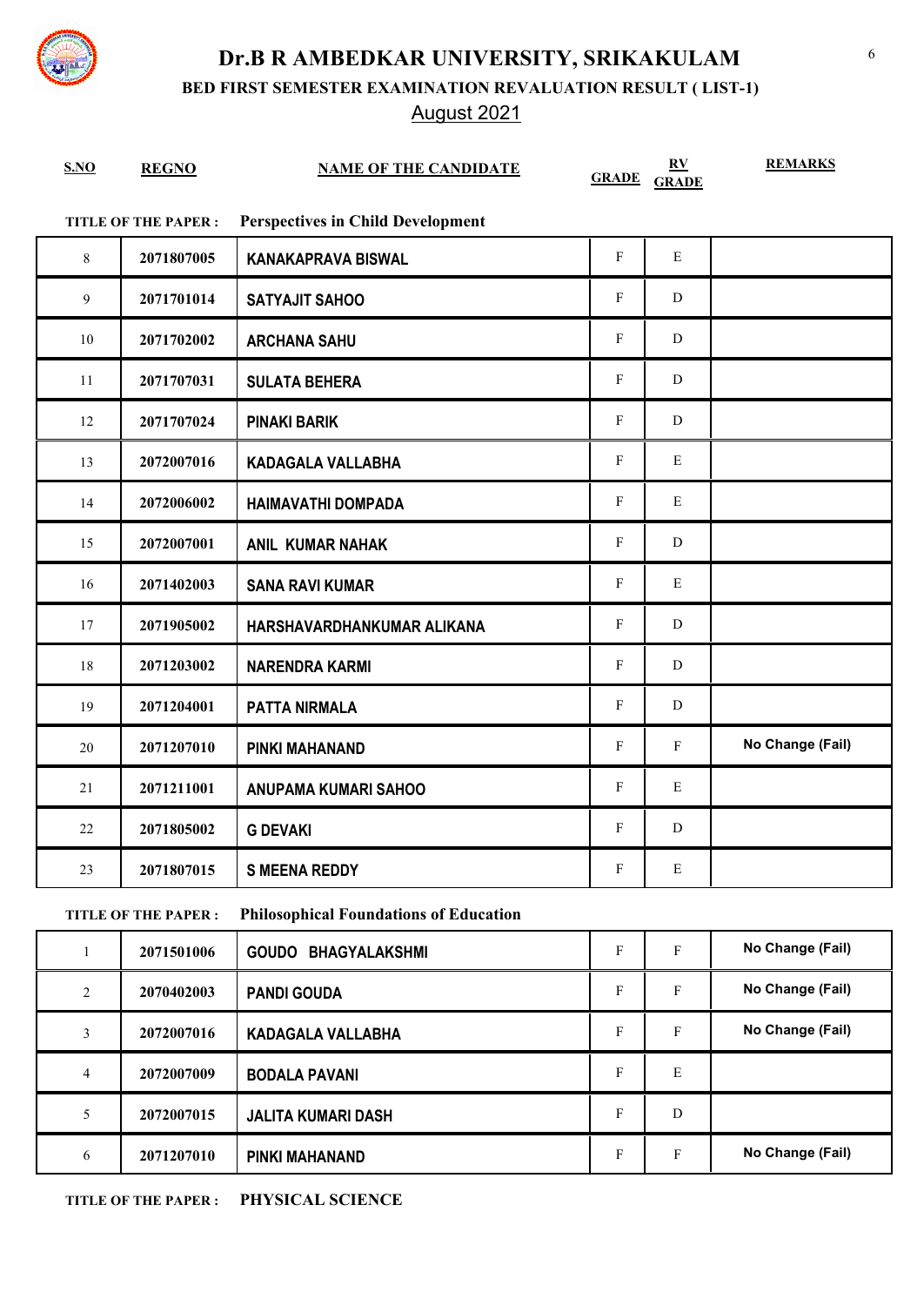# Dr.B R AMBEDKAR UNIVERSITY, SRIKAKULAM

## BED FIRST SEMESTER EXAMINATION REVALUATION RESULT ( LIST-1)

## August 2021

**TITLE OF THE PAPER : Perspectives in Child Development**

| S.NO | REGNO | NAME OF THE CANDIDATE | GRADE | RV GRADE | REMARKS |
|---|---|---|---|---|---|
| 8 | 2071807005 | KANAKAPRAVA BISWAL | F | E | |
| 9 | 2071701014 | SATYAJIT SAHOO | F | D | |
| 10 | 2071702002 | ARCHANA SAHU | F | D | |
| 11 | 2071707031 | SULATA BEHERA | F | D | |
| 12 | 2071707024 | PINAKI BARIK | F | D | |
| 13 | 2072007016 | KADAGALA VALLABHA | F | E | |
| 14 | 2072006002 | HAIMAVATHI DOMPADA | F | E | |
| 15 | 2072007001 | ANIL KUMAR NAHAK | F | D | |
| 16 | 2071402003 | SANA RAVI KUMAR | F | E | |
| 17 | 2071905002 | HARSHAVARDHANKUMAR ALIKANA | F | D | |
| 18 | 2071203002 | NARENDRA KARMI | F | D | |
| 19 | 2071204001 | PATTA NIRMALA | F | D | |
| 20 | 2071207010 | PINKI MAHANAND | F | F | No Change (Fail) |
| 21 | 2071211001 | ANUPAMA KUMARI SAHOO | F | E | |
| 22 | 2071805002 | G DEVAKI | F | D | |
| 23 | 2071807015 | S MEENA REDDY | F | E | |

**TITLE OF THE PAPER : Philosophical Foundations of Education**

| S.NO | REGNO | NAME OF THE CANDIDATE | GRADE | RV GRADE | REMARKS |
|---|---|---|---|---|---|
| 1 | 2071501006 | GOUDO BHAGYALAKSHMI | F | F | No Change (Fail) |
| 2 | 2070402003 | PANDI GOUDA | F | F | No Change (Fail) |
| 3 | 2072007016 | KADAGALA VALLABHA | F | F | No Change (Fail) |
| 4 | 2072007009 | BODALA PAVANI | F | E | |
| 5 | 2072007015 | JALITA KUMARI DASH | F | D | |
| 6 | 2071207010 | PINKI MAHANAND | F | F | No Change (Fail) |

**TITLE OF THE PAPER : PHYSICAL SCIENCE**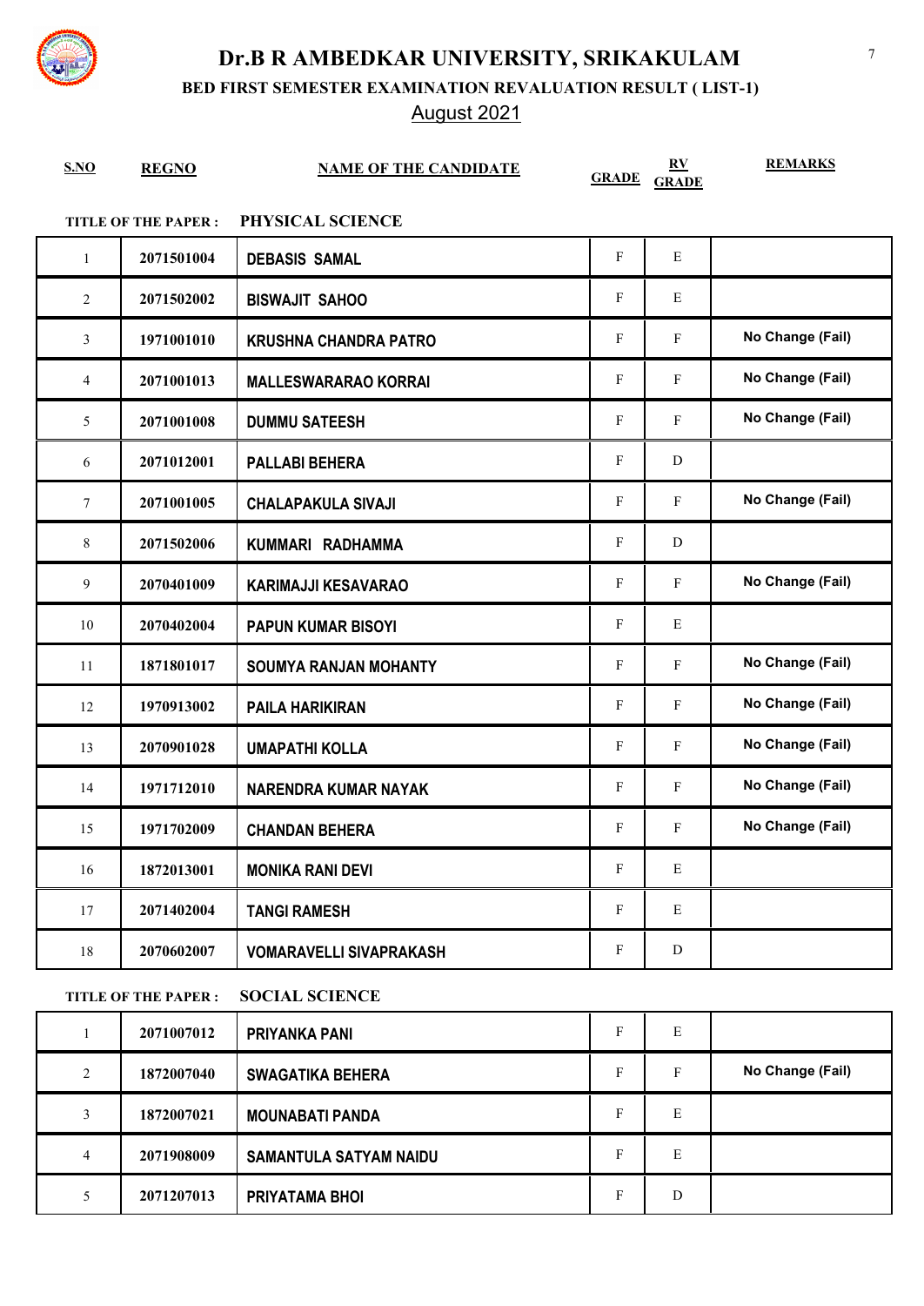# Dr.B R AMBEDKAR UNIVERSITY, SRIKAKULAM

## BED FIRST SEMESTER EXAMINATION REVALUATION RESULT ( LIST-1)

August 2021

**TITLE OF THE PAPER : PHYSICAL SCIENCE**

| S.NO | REGNO | NAME OF THE CANDIDATE | GRADE | RV GRADE | REMARKS |
|---|---|---|---|---|---|
| 1 | 2071501004 | DEBASIS SAMAL | F | E | |
| 2 | 2071502002 | BISWAJIT SAHOO | F | E | |
| 3 | 1971001010 | KRUSHNA CHANDRA PATRO | F | F | No Change (Fail) |
| 4 | 2071001013 | MALLESWARARAO KORRAI | F | F | No Change (Fail) |
| 5 | 2071001008 | DUMMU SATEESH | F | F | No Change (Fail) |
| 6 | 2071012001 | PALLABI BEHERA | F | D | |
| 7 | 2071001005 | CHALAPAKULA SIVAJI | F | F | No Change (Fail) |
| 8 | 2071502006 | KUMMARI RADHAMMA | F | D | |
| 9 | 2070401009 | KARIMAJJI KESAVARAO | F | F | No Change (Fail) |
| 10 | 2070402004 | PAPUN KUMAR BISOYI | F | E | |
| 11 | 1871801017 | SOUMYA RANJAN MOHANTY | F | F | No Change (Fail) |
| 12 | 1970913002 | PAILA HARIKIRAN | F | F | No Change (Fail) |
| 13 | 2070901028 | UMAPATHI KOLLA | F | F | No Change (Fail) |
| 14 | 1971712010 | NARENDRA KUMAR NAYAK | F | F | No Change (Fail) |
| 15 | 1971702009 | CHANDAN BEHERA | F | F | No Change (Fail) |
| 16 | 1872013001 | MONIKA RANI DEVI | F | E | |
| 17 | 2071402004 | TANGI RAMESH | F | E | |
| 18 | 2070602007 | VOMARAVELLI SIVAPRAKASH | F | D | |

**TITLE OF THE PAPER : SOCIAL SCIENCE**

| S.NO | REGNO | NAME OF THE CANDIDATE | GRADE | RV GRADE | REMARKS |
|---|---|---|---|---|---|
| 1 | 2071007012 | PRIYANKA PANI | F | E | |
| 2 | 1872007040 | SWAGATIKA BEHERA | F | F | No Change (Fail) |
| 3 | 1872007021 | MOUNABATI PANDA | F | E | |
| 4 | 2071908009 | SAMANTULA SATYAM NAIDU | F | E | |
| 5 | 2071207013 | PRIYATAMA BHOI | F | D | |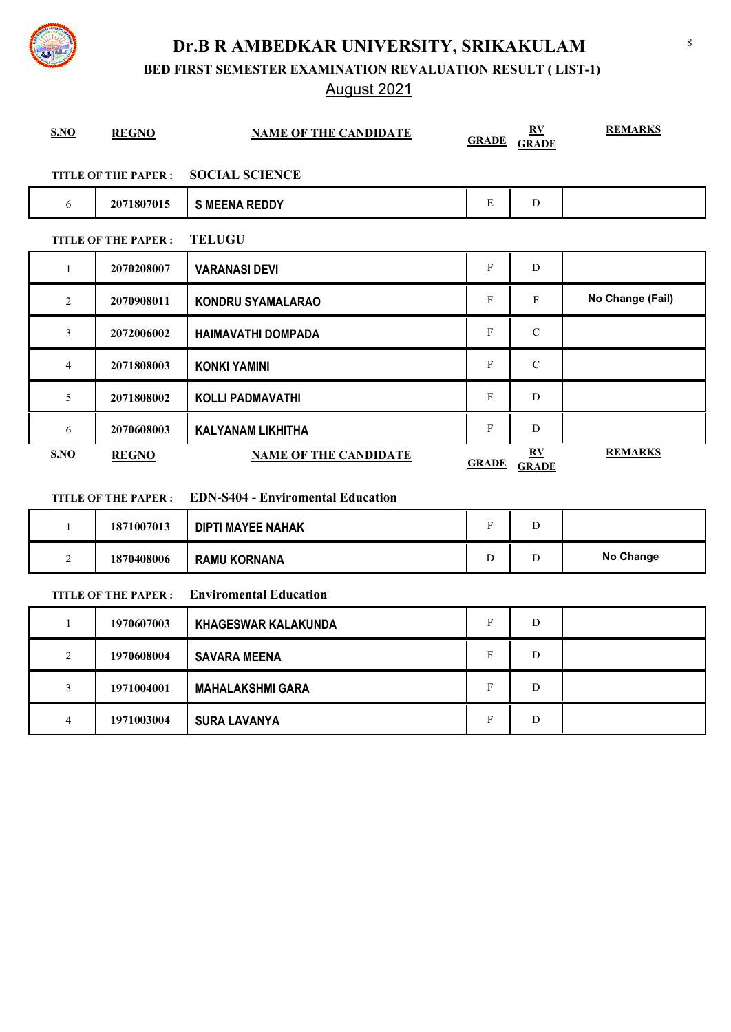# Dr.B R AMBEDKAR UNIVERSITY, SRIKAKULAM

## BED FIRST SEMESTER EXAMINATION REVALUATION RESULT ( LIST-1)

August 2021

**TITLE OF THE PAPER : SOCIAL SCIENCE**

| S.NO | REGNO | NAME OF THE CANDIDATE | GRADE | RV GRADE | REMARKS |
|---|---|---|---|---|---|
| 6 | 2071807015 | S MEENA REDDY | E | D | |

**TITLE OF THE PAPER : TELUGU**

| S.NO | REGNO | NAME OF THE CANDIDATE | GRADE | RV GRADE | REMARKS |
|---|---|---|---|---|---|
| 1 | 2070208007 | VARANASI DEVI | F | D | |
| 2 | 2070908011 | KONDRU SYAMALARAO | F | F | No Change (Fail) |
| 3 | 2072006002 | HAIMAVATHI DOMPADA | F | C | |
| 4 | 2071808003 | KONKI YAMINI | F | C | |
| 5 | 2071808002 | KOLLI PADMAVATHI | F | D | |
| 6 | 2070608003 | KALYANAM LIKHITHA | F | D | |

**TITLE OF THE PAPER : EDN-S404 - Enviromental Education**

| S.NO | REGNO | NAME OF THE CANDIDATE | GRADE | RV GRADE | REMARKS |
|---|---|---|---|---|---|
| 1 | 1871007013 | DIPTI MAYEE NAHAK | F | D | |
| 2 | 1870408006 | RAMU KORNANA | D | D | No Change |

**TITLE OF THE PAPER : Enviromental Education**

| S.NO | REGNO | NAME OF THE CANDIDATE | GRADE | RV GRADE | REMARKS |
|---|---|---|---|---|---|
| 1 | 1970607003 | KHAGESWAR KALAKUNDA | F | D | |
| 2 | 1970608004 | SAVARA MEENA | F | D | |
| 3 | 1971004001 | MAHALAKSHMI GARA | F | D | |
| 4 | 1971003004 | SURA LAVANYA | F | D | |